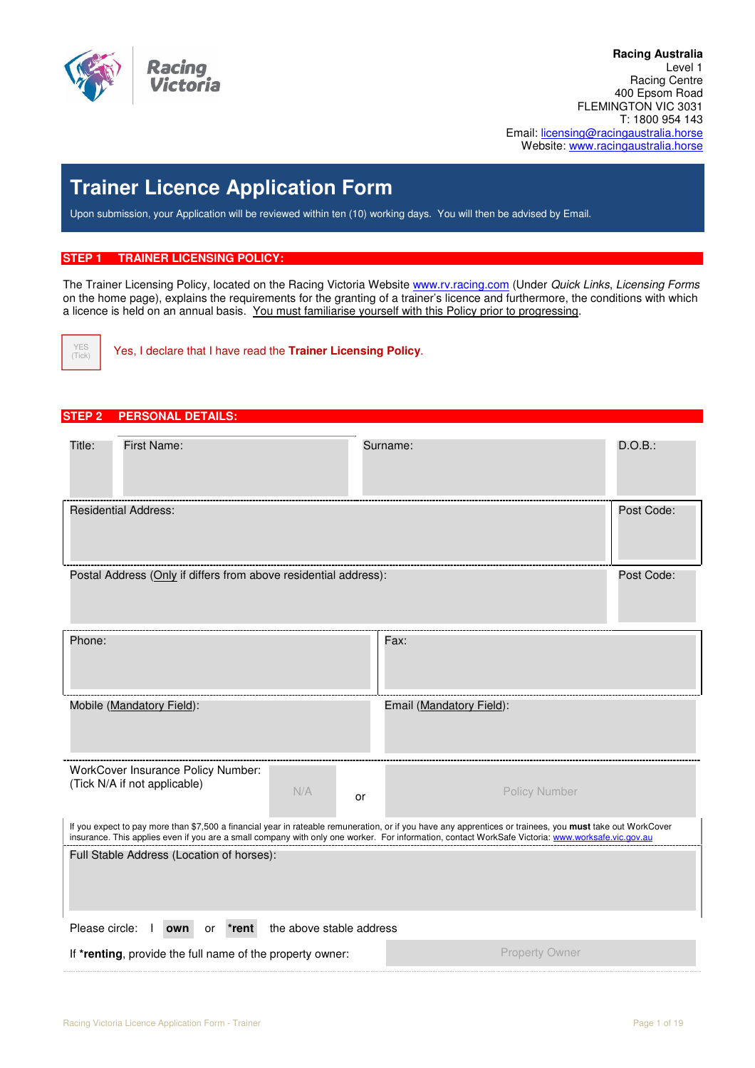Racing Victoria

**Racing Australia**
Level 1
Racing Centre
400 Epsom Road
FLEMINGTON VIC 3031
T: 1800 954 143
Email: licensing@racingaustralia.horse
Website: www.racingaustralia.horse

# Trainer Licence Application Form

Upon submission, your Application will be reviewed within ten (10) working days. You will then be advised by Email.

## STEP 1 TRAINER LICENSING POLICY:

The Trainer Licensing Policy, located on the Racing Victoria Website www.rv.racing.com (Under *Quick Links*, *Licensing Forms* on the home page), explains the requirements for the granting of a trainer's licence and furthermore, the conditions with which a licence is held on an annual basis. You must familiarise yourself with this Policy prior to progressing.

YES (Tick) Yes, I declare that I have read the **Trainer Licensing Policy**.

## STEP 2 PERSONAL DETAILS:

| Title: | First Name: | Surname: | D.O.B.: |
|---|---|---|---|
| | | | |

| Residential Address: | Post Code: |
|---|---|
| | |
| Postal Address (Only if differs from above residential address): | Post Code: |
| | |

| Phone: | Fax: |
|---|---|
| | |
| Mobile (Mandatory Field): | Email (Mandatory Field): |
| | |

WorkCover Insurance Policy Number: (Tick N/A if not applicable) N/A or Policy Number

If you expect to pay more than $7,500 a financial year in rateable remuneration, or if you have any apprentices or trainees, you **must** take out WorkCover insurance. This applies even if you are a small company with only one worker. For information, contact WorkSafe Victoria: www.worksafe.vic.gov.au

Full Stable Address (Location of horses):

Please circle: I **own** or ***rent** the above stable address

If ***renting**, provide the full name of the property owner: Property Owner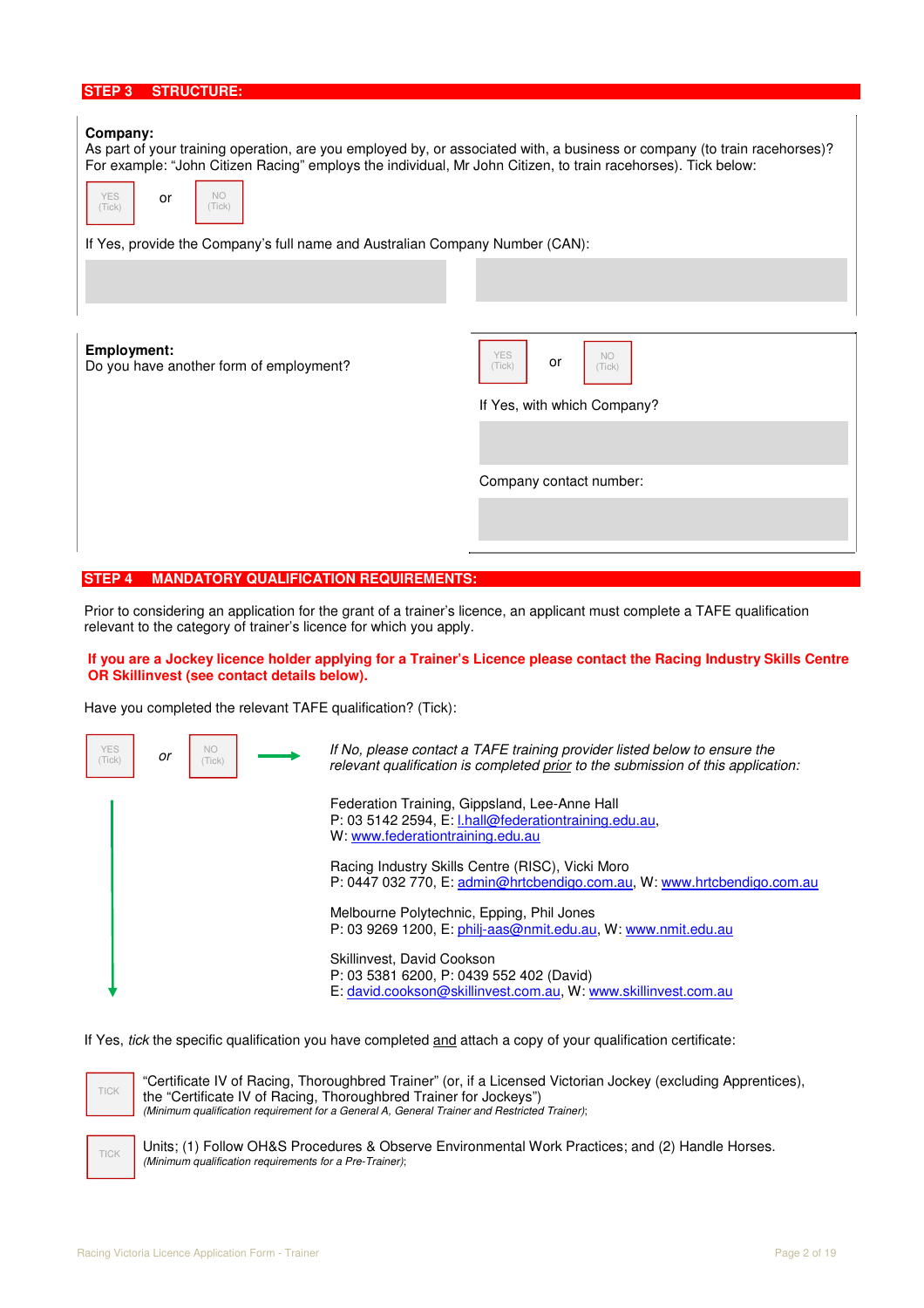## STEP 3 STRUCTURE:

**Company:**
As part of your training operation, are you employed by, or associated with, a business or company (to train racehorses)? For example: “John Citizen Racing” employs the individual, Mr John Citizen, to train racehorses). Tick below:

YES (Tick) or NO (Tick)

If Yes, provide the Company’s full name and Australian Company Number (CAN):

**Employment:**
Do you have another form of employment?

YES (Tick) or NO (Tick)

If Yes, with which Company?

Company contact number:

## STEP 4 MANDATORY QUALIFICATION REQUIREMENTS:

Prior to considering an application for the grant of a trainer’s licence, an applicant must complete a TAFE qualification relevant to the category of trainer’s licence for which you apply.

**If you are a Jockey licence holder applying for a Trainer’s Licence please contact the Racing Industry Skills Centre OR Skillinvest (see contact details below).**

Have you completed the relevant TAFE qualification? (Tick):

YES (Tick) *or* NO (Tick)

*If No, please contact a TAFE training provider listed below to ensure the relevant qualification is completed prior to the submission of this application:*

Federation Training, Gippsland, Lee-Anne Hall
P: 03 5142 2594, E: l.hall@federationtraining.edu.au,
W: www.federationtraining.edu.au

Racing Industry Skills Centre (RISC), Vicki Moro
P: 0447 032 770, E: admin@hrtcbendigo.com.au, W: www.hrtcbendigo.com.au

Melbourne Polytechnic, Epping, Phil Jones
P: 03 9269 1200, E: philj-aas@nmit.edu.au, W: www.nmit.edu.au

Skillinvest, David Cookson
P: 03 5381 6200, P: 0439 552 402 (David)
E: david.cookson@skillinvest.com.au, W: www.skillinvest.com.au

If Yes, *tick* the specific qualification you have completed and attach a copy of your qualification certificate:

TICK “Certificate IV of Racing, Thoroughbred Trainer” (or, if a Licensed Victorian Jockey (excluding Apprentices), the “Certificate IV of Racing, Thoroughbred Trainer for Jockeys”)
*(Minimum qualification requirement for a General A, General Trainer and Restricted Trainer);*

TICK Units; (1) Follow OH&S Procedures & Observe Environmental Work Practices; and (2) Handle Horses.
*(Minimum qualification requirements for a Pre-Trainer);*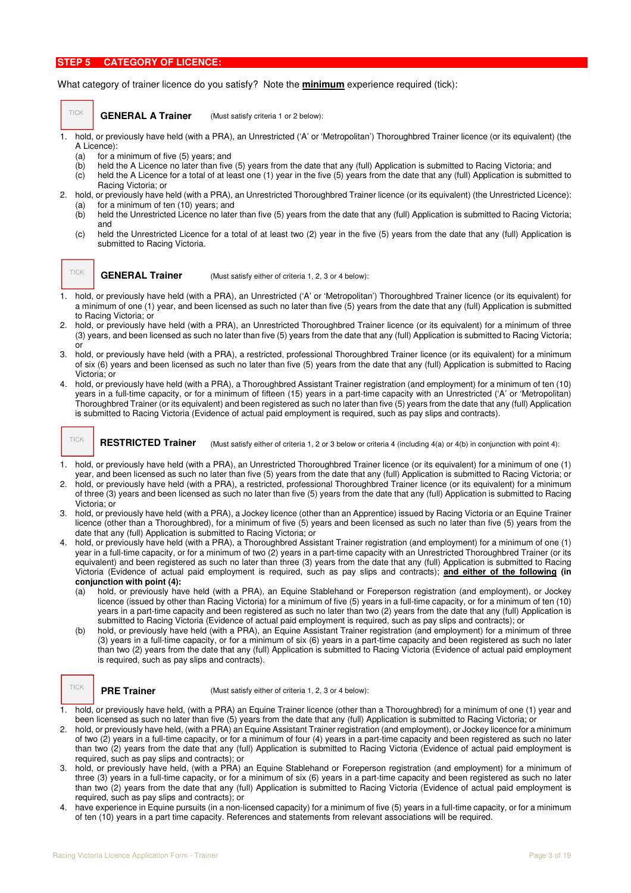## STEP 5 CATEGORY OF LICENCE:

What category of trainer licence do you satisfy? Note the **minimum** experience required (tick):

TICK **GENERAL A Trainer** (Must satisfy criteria 1 or 2 below):

1. hold, or previously have held (with a PRA), an Unrestricted ('A' or 'Metropolitan') Thoroughbred Trainer licence (or its equivalent) (the A Licence):
   - (a) for a minimum of five (5) years; and
   - (b) held the A Licence no later than five (5) years from the date that any (full) Application is submitted to Racing Victoria; and
   - (c) held the A Licence for a total of at least one (1) year in the five (5) years from the date that any (full) Application is submitted to Racing Victoria; or
2. hold, or previously have held (with a PRA), an Unrestricted Thoroughbred Trainer licence (or its equivalent) (the Unrestricted Licence):
   - (a) for a minimum of ten (10) years; and
   - (b) held the Unrestricted Licence no later than five (5) years from the date that any (full) Application is submitted to Racing Victoria; and
   - (c) held the Unrestricted Licence for a total of at least two (2) year in the five (5) years from the date that any (full) Application is submitted to Racing Victoria.

TICK **GENERAL Trainer** (Must satisfy either of criteria 1, 2, 3 or 4 below):

1. hold, or previously have held (with a PRA), an Unrestricted ('A' or 'Metropolitan') Thoroughbred Trainer licence (or its equivalent) for a minimum of one (1) year, and been licensed as such no later than five (5) years from the date that any (full) Application is submitted to Racing Victoria; or
2. hold, or previously have held (with a PRA), an Unrestricted Thoroughbred Trainer licence (or its equivalent) for a minimum of three (3) years, and been licensed as such no later than five (5) years from the date that any (full) Application is submitted to Racing Victoria; or
3. hold, or previously have held (with a PRA), a restricted, professional Thoroughbred Trainer licence (or its equivalent) for a minimum of six (6) years and been licensed as such no later than five (5) years from the date that any (full) Application is submitted to Racing Victoria; or
4. hold, or previously have held (with a PRA), a Thoroughbred Assistant Trainer registration (and employment) for a minimum of ten (10) years in a full-time capacity, or for a minimum of fifteen (15) years in a part-time capacity with an Unrestricted ('A' or 'Metropolitan') Thoroughbred Trainer (or its equivalent) and been registered as such no later than five (5) years from the date that any (full) Application is submitted to Racing Victoria (Evidence of actual paid employment is required, such as pay slips and contracts).

TICK **RESTRICTED Trainer** (Must satisfy either of criteria 1, 2 or 3 below or criteria 4 (including 4(a) or 4(b) in conjunction with point 4):

1. hold, or previously have held (with a PRA), an Unrestricted Thoroughbred Trainer licence (or its equivalent) for a minimum of one (1) year, and been licensed as such no later than five (5) years from the date that any (full) Application is submitted to Racing Victoria; or
2. hold, or previously have held (with a PRA), a restricted, professional Thoroughbred Trainer licence (or its equivalent) for a minimum of three (3) years and been licensed as such no later than five (5) years from the date that any (full) Application is submitted to Racing Victoria; or
3. hold, or previously have held (with a PRA), a Jockey licence (other than an Apprentice) issued by Racing Victoria or an Equine Trainer licence (other than a Thoroughbred), for a minimum of five (5) years and been licensed as such no later than five (5) years from the date that any (full) Application is submitted to Racing Victoria; or
4. hold, or previously have held (with a PRA), a Thoroughbred Assistant Trainer registration (and employment) for a minimum of one (1) year in a full-time capacity, or for a minimum of two (2) years in a part-time capacity with an Unrestricted Thoroughbred Trainer (or its equivalent) and been registered as such no later than three (3) years from the date that any (full) Application is submitted to Racing Victoria (Evidence of actual paid employment is required, such as pay slips and contracts); **and either of the following (in conjunction with point (4):**
   - (a) hold, or previously have held (with a PRA), an Equine Stablehand or Foreperson registration (and employment), or Jockey licence (issued by other than Racing Victoria) for a minimum of five (5) years in a full-time capacity, or for a minimum of ten (10) years in a part-time capacity and been registered as such no later than two (2) years from the date that any (full) Application is submitted to Racing Victoria (Evidence of actual paid employment is required, such as pay slips and contracts); or
   - (b) hold, or previously have held (with a PRA), an Equine Assistant Trainer registration (and employment) for a minimum of three (3) years in a full-time capacity, or for a minimum of six (6) years in a part-time capacity and been registered as such no later than two (2) years from the date that any (full) Application is submitted to Racing Victoria (Evidence of actual paid employment is required, such as pay slips and contracts).

TICK **PRE Trainer** (Must satisfy either of criteria 1, 2, 3 or 4 below):

1. hold, or previously have held, (with a PRA) an Equine Trainer licence (other than a Thoroughbred) for a minimum of one (1) year and been licensed as such no later than five (5) years from the date that any (full) Application is submitted to Racing Victoria; or
2. hold, or previously have held, (with a PRA) an Equine Assistant Trainer registration (and employment), or Jockey licence for a minimum of two (2) years in a full-time capacity, or for a minimum of four (4) years in a part-time capacity and been registered as such no later than two (2) years from the date that any (full) Application is submitted to Racing Victoria (Evidence of actual paid employment is required, such as pay slips and contracts); or
3. hold, or previously have held, (with a PRA) an Equine Stablehand or Foreperson registration (and employment) for a minimum of three (3) years in a full-time capacity, or for a minimum of six (6) years in a part-time capacity and been registered as such no later than two (2) years from the date that any (full) Application is submitted to Racing Victoria (Evidence of actual paid employment is required, such as pay slips and contracts); or
4. have experience in Equine pursuits (in a non-licensed capacity) for a minimum of five (5) years in a full-time capacity, or for a minimum of ten (10) years in a part time capacity. References and statements from relevant associations will be required.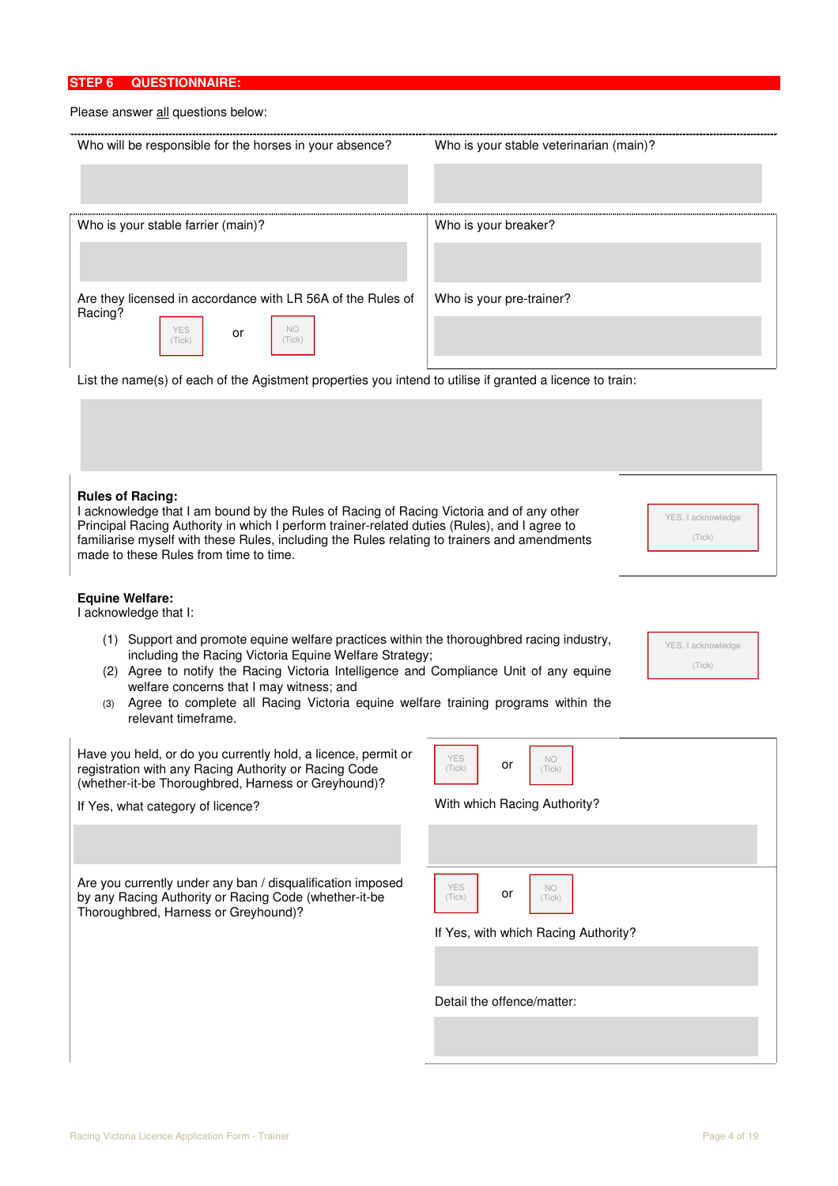## STEP 6 QUESTIONNAIRE:

Please answer all questions below:

Who will be responsible for the horses in your absence?

Who is your stable veterinarian (main)?

Who is your stable farrier (main)?

Are they licensed in accordance with LR 56A of the Rules of Racing?

YES (Tick) or NO (Tick)

Who is your breaker?

Who is your pre-trainer?

List the name(s) of each of the Agistment properties you intend to utilise if granted a licence to train:

**Rules of Racing:**
I acknowledge that I am bound by the Rules of Racing of Racing Victoria and of any other Principal Racing Authority in which I perform trainer-related duties (Rules), and I agree to familiarise myself with these Rules, including the Rules relating to trainers and amendments made to these Rules from time to time.

YES, I acknowledge (Tick)

**Equine Welfare:**
I acknowledge that I:

(1) Support and promote equine welfare practices within the thoroughbred racing industry, including the Racing Victoria Equine Welfare Strategy;
(2) Agree to notify the Racing Victoria Intelligence and Compliance Unit of any equine welfare concerns that I may witness; and
(3) Agree to complete all Racing Victoria equine welfare training programs within the relevant timeframe.

YES, I acknowledge (Tick)

Have you held, or do you currently hold, a licence, permit or registration with any Racing Authority or Racing Code (whether-it-be Thoroughbred, Harness or Greyhound)?

YES (Tick) or NO (Tick)

If Yes, what category of licence?

With which Racing Authority?

Are you currently under any ban / disqualification imposed by any Racing Authority or Racing Code (whether-it-be Thoroughbred, Harness or Greyhound)?

YES (Tick) or NO (Tick)

If Yes, with which Racing Authority?

Detail the offence/matter: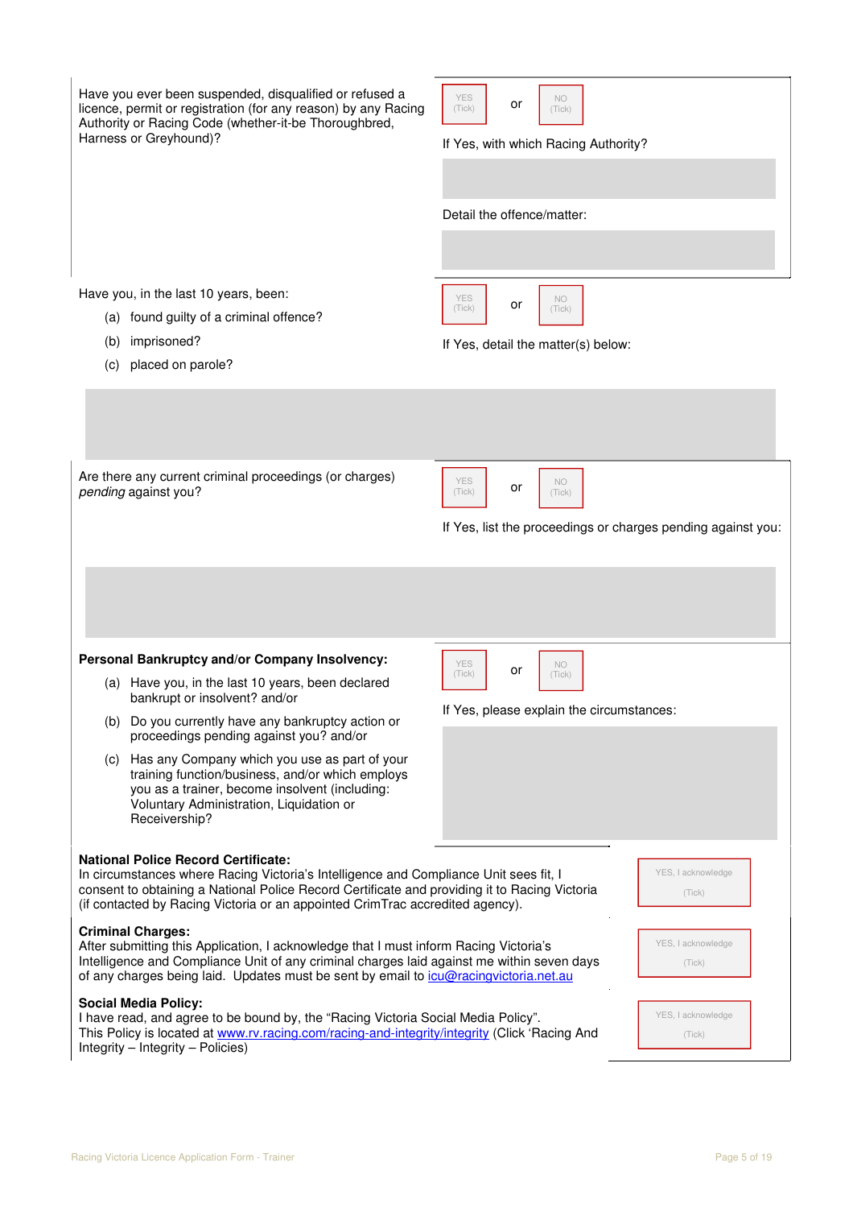Have you ever been suspended, disqualified or refused a licence, permit or registration (for any reason) by any Racing Authority or Racing Code (whether-it-be Thoroughbred, Harness or Greyhound)?

YES (Tick) or NO (Tick)

If Yes, with which Racing Authority?

Detail the offence/matter:

---

Have you, in the last 10 years, been:

(a) found guilty of a criminal offence?

(b) imprisoned?

(c) placed on parole?

YES (Tick) or NO (Tick)

If Yes, detail the matter(s) below:

---

Are there any current criminal proceedings (or charges) *pending* against you?

YES (Tick) or NO (Tick)

If Yes, list the proceedings or charges pending against you:

---

**Personal Bankruptcy and/or Company Insolvency:**

(a) Have you, in the last 10 years, been declared bankrupt or insolvent? and/or

(b) Do you currently have any bankruptcy action or proceedings pending against you? and/or

(c) Has any Company which you use as part of your training function/business, and/or which employs you as a trainer, become insolvent (including: Voluntary Administration, Liquidation or Receivership?

YES (Tick) or NO (Tick)

If Yes, please explain the circumstances:

---

**National Police Record Certificate:**
In circumstances where Racing Victoria's Intelligence and Compliance Unit sees fit, I consent to obtaining a National Police Record Certificate and providing it to Racing Victoria (if contacted by Racing Victoria or an appointed CrimTrac accredited agency).

YES, I acknowledge (Tick)

**Criminal Charges:**
After submitting this Application, I acknowledge that I must inform Racing Victoria's Intelligence and Compliance Unit of any criminal charges laid against me within seven days of any charges being laid. Updates must be sent by email to icu@racingvictoria.net.au

YES, I acknowledge (Tick)

**Social Media Policy:**
I have read, and agree to be bound by, the "Racing Victoria Social Media Policy". This Policy is located at www.rv.racing.com/racing-and-integrity/integrity (Click 'Racing And Integrity – Integrity – Policies)

YES, I acknowledge (Tick)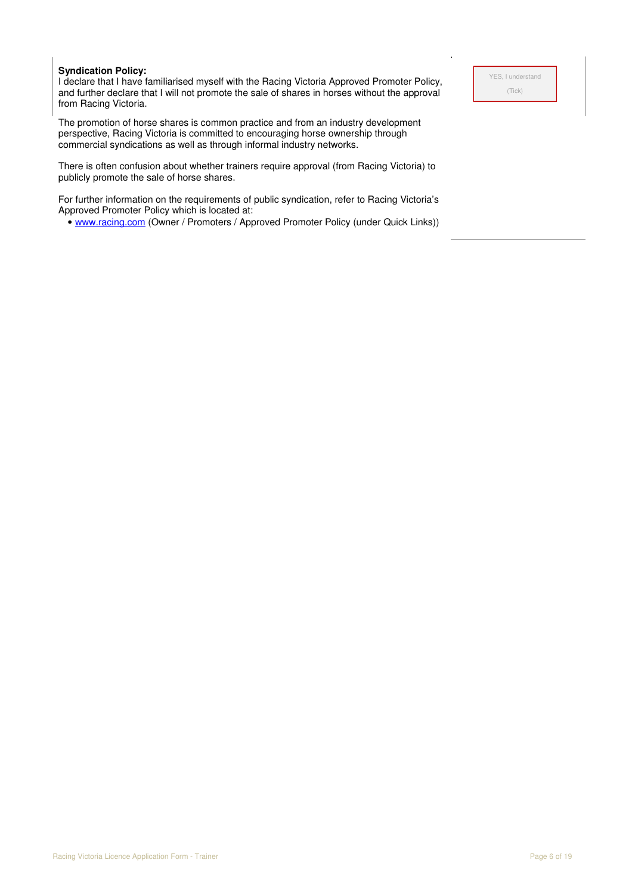**Syndication Policy:**
I declare that I have familiarised myself with the Racing Victoria Approved Promoter Policy, and further declare that I will not promote the sale of shares in horses without the approval from Racing Victoria.

YES, I understand
(Tick)

The promotion of horse shares is common practice and from an industry development perspective, Racing Victoria is committed to encouraging horse ownership through commercial syndications as well as through informal industry networks.

There is often confusion about whether trainers require approval (from Racing Victoria) to publicly promote the sale of horse shares.

For further information on the requirements of public syndication, refer to Racing Victoria's Approved Promoter Policy which is located at:

- www.racing.com (Owner / Promoters / Approved Promoter Policy (under Quick Links))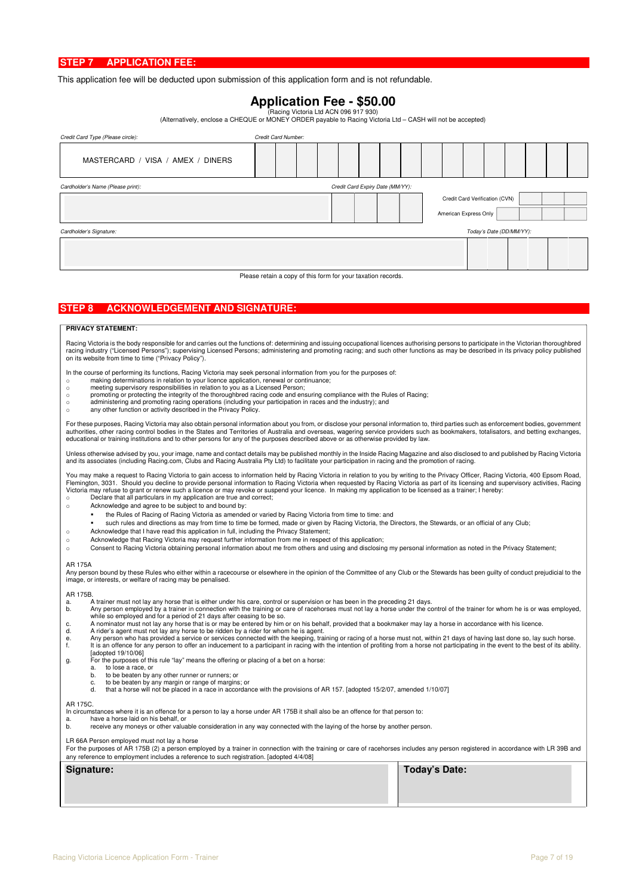## STEP 7 APPLICATION FEE:

This application fee will be deducted upon submission of this application form and is not refundable.

### Application Fee - $50.00

(Racing Victoria Ltd ACN 096 917 930)

(Alternatively, enclose a CHEQUE or MONEY ORDER payable to Racing Victoria Ltd – CASH will not be accepted)

| *Credit Card Type (Please circle):* | *Credit Card Number:* |
|---|---|
| MASTERCARD / VISA / AMEX / DINERS | |

| *Cardholder's Name (Please print):* | *Credit Card Expiry Date (MM/YY):* | Credit Card Verification (CVN) American Express Only |
|---|---|---|
| | | |

| *Cardholder's Signature:* | *Today's Date (DD/MM/YY):* |
|---|---|
| | |

Please retain a copy of this form for your taxation records.

## STEP 8 ACKNOWLEDGEMENT AND SIGNATURE:

**PRIVACY STATEMENT:**

Racing Victoria is the body responsible for and carries out the functions of: determining and issuing occupational licences authorising persons to participate in the Victorian thoroughbred racing industry ("Licensed Persons"); supervising Licensed Persons; administering and promoting racing; and such other functions as may be described in its privacy policy published on its website from time to time ("Privacy Policy").

In the course of performing its functions, Racing Victoria may seek personal information from you for the purposes of:

- making determinations in relation to your licence application, renewal or continuance;
- meeting supervisory responsibilities in relation to you as a Licensed Person;
- promoting or protecting the integrity of the thoroughbred racing code and ensuring compliance with the Rules of Racing;
- administering and promoting racing operations (including your participation in races and the industry); and
- any other function or activity described in the Privacy Policy.

For these purposes, Racing Victoria may also obtain personal information about you from, or disclose your personal information to, third parties such as enforcement bodies, government authorities, other racing control bodies in the States and Territories of Australia and overseas, wagering service providers such as bookmakers, totalisators, and betting exchanges, educational or training institutions and to other persons for any of the purposes described above or as otherwise provided by law.

Unless otherwise advised by you, your image, name and contact details may be published monthly in the Inside Racing Magazine and also disclosed to and published by Racing Victoria and its associates (including Racing.com, Clubs and Racing Australia Pty Ltd) to facilitate your participation in racing and the promotion of racing.

You may make a request to Racing Victoria to gain access to information held by Racing Victoria in relation to you by writing to the Privacy Officer, Racing Victoria, 400 Epsom Road, Flemington, 3031. Should you decline to provide personal information to Racing Victoria when requested by Racing Victoria as part of its licensing and supervisory activities, Racing Victoria may refuse to grant or renew such a licence or may revoke or suspend your licence. In making my application to be licensed as a trainer; I hereby:

- Declare that all particulars in my application are true and correct;
- Acknowledge and agree to be subject to and bound by:
  - the Rules of Racing of Racing Victoria as amended or varied by Racing Victoria from time to time: and
  - such rules and directions as may from time to time be formed, made or given by Racing Victoria, the Directors, the Stewards, or an official of any Club;
- Acknowledge that I have read this application in full, including the Privacy Statement;
- Acknowledge that Racing Victoria may request further information from me in respect of this application;
- Consent to Racing Victoria obtaining personal information about me from others and using and disclosing my personal information as noted in the Privacy Statement;

AR 175A

Any person bound by these Rules who either within a racecourse or elsewhere in the opinion of the Committee of any Club or the Stewards has been guilty of conduct prejudicial to the image, or interests, or welfare of racing may be penalised.

AR 175B.

a. A trainer must not lay any horse that is either under his care, control or supervision or has been in the preceding 21 days.
b. Any person employed by a trainer in connection with the training or care of racehorses must not lay a horse under the control of the trainer for whom he is or was employed, while so employed and for a period of 21 days after ceasing to be so.
c. A nominator must not lay any horse that is or may be entered by him or on his behalf, provided that a bookmaker may lay a horse in accordance with his licence.
d. A rider's agent must not lay any horse to be ridden by a rider for whom he is agent.
e. Any person who has provided a service or services connected with the keeping, training or racing of a horse must not, within 21 days of having last done so, lay such horse.
f. It is an offence for any person to offer an inducement to a participant in racing with the intention of profiting from a horse not participating in the event to the best of its ability. [adopted 19/10/06]
g. For the purposes of this rule "lay" means the offering or placing of a bet on a horse:
   a. to lose a race, or
   b. to be beaten by any other runner or runners; or
   c. to be beaten by any margin or range of margins; or
   d. that a horse will not be placed in a race in accordance with the provisions of AR 157. [adopted 15/2/07, amended 1/10/07]

AR 175C.

In circumstances where it is an offence for a person to lay a horse under AR 175B it shall also be an offence for that person to:

a. have a horse laid on his behalf, or
b. receive any moneys or other valuable consideration in any way connected with the laying of the horse by another person.

LR 66A Person employed must not lay a horse

For the purposes of AR 175B (2) a person employed by a trainer in connection with the training or care of racehorses includes any person registered in accordance with LR 39B and any reference to employment includes a reference to such registration. [adopted 4/4/08]

| **Signature:** | **Today's Date:** |
|---|---|
| | |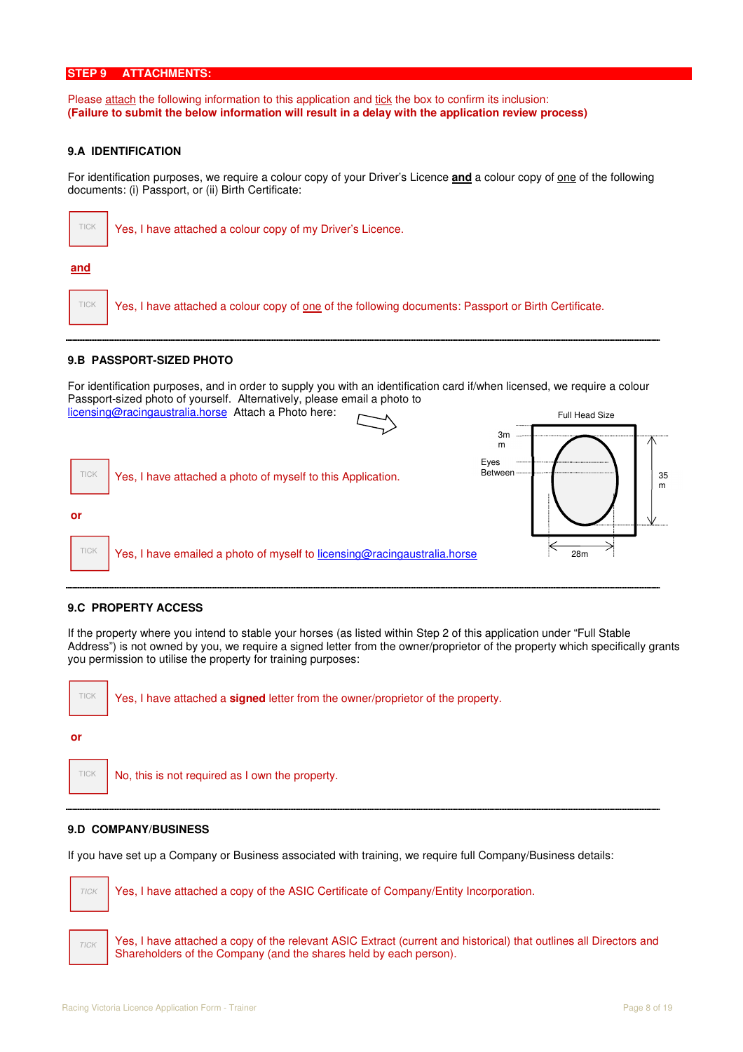## STEP 9 ATTACHMENTS:

Please attach the following information to this application and tick the box to confirm its inclusion:
**(Failure to submit the below information will result in a delay with the application review process)**

### 9.A IDENTIFICATION

For identification purposes, we require a colour copy of your Driver's Licence **and** a colour copy of one of the following documents: (i) Passport, or (ii) Birth Certificate:

☐ Yes, I have attached a colour copy of my Driver's Licence.

**and**

☐ Yes, I have attached a colour copy of one of the following documents: Passport or Birth Certificate.

---

### 9.B PASSPORT-SIZED PHOTO

For identification purposes, and in order to supply you with an identification card if/when licensed, we require a colour Passport-sized photo of yourself. Alternatively, please email a photo to licensing@racingaustralia.horse Attach a Photo here:

Full Head Size
3mm
Eyes Between
35m
28m

☐ Yes, I have attached a photo of myself to this Application.

**or**

☐ Yes, I have emailed a photo of myself to licensing@racingaustralia.horse

---

### 9.C PROPERTY ACCESS

If the property where you intend to stable your horses (as listed within Step 2 of this application under "Full Stable Address") is not owned by you, we require a signed letter from the owner/proprietor of the property which specifically grants you permission to utilise the property for training purposes:

☐ Yes, I have attached a **signed** letter from the owner/proprietor of the property.

**or**

☐ No, this is not required as I own the property.

---

### 9.D COMPANY/BUSINESS

If you have set up a Company or Business associated with training, we require full Company/Business details:

☐ Yes, I have attached a copy of the ASIC Certificate of Company/Entity Incorporation.

☐ Yes, I have attached a copy of the relevant ASIC Extract (current and historical) that outlines all Directors and Shareholders of the Company (and the shares held by each person).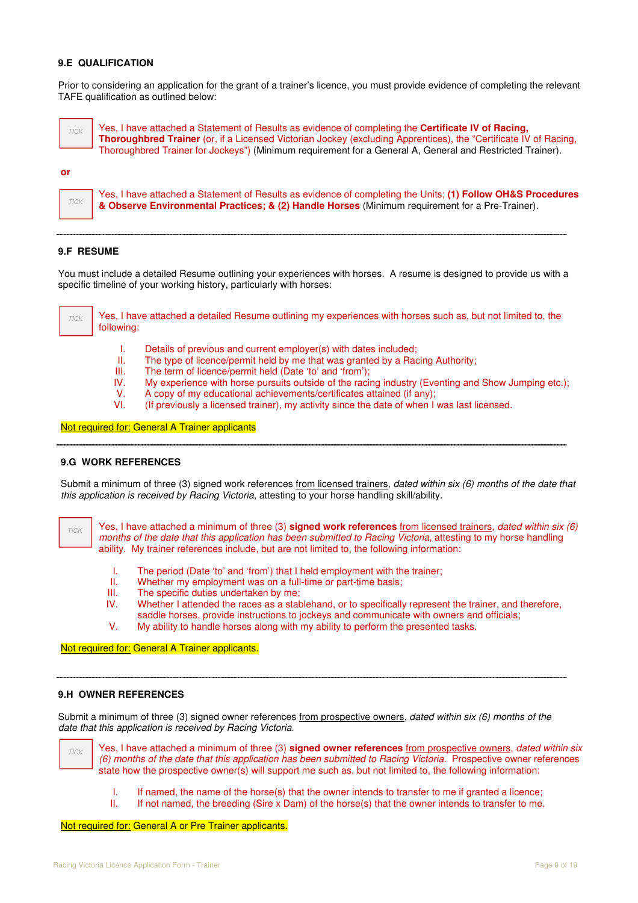### 9.E QUALIFICATION

Prior to considering an application for the grant of a trainer's licence, you must provide evidence of completing the relevant TAFE qualification as outlined below:

☐ TICK — Yes, I have attached a Statement of Results as evidence of completing the **Certificate IV of Racing, Thoroughbred Trainer** (or, if a Licensed Victorian Jockey (excluding Apprentices), the "Certificate IV of Racing, Thoroughbred Trainer for Jockeys") (Minimum requirement for a General A, General and Restricted Trainer).

**or**

☐ TICK — Yes, I have attached a Statement of Results as evidence of completing the Units; **(1) Follow OH&S Procedures & Observe Environmental Practices; & (2) Handle Horses** (Minimum requirement for a Pre-Trainer).

---

### 9.F RESUME

You must include a detailed Resume outlining your experiences with horses. A resume is designed to provide us with a specific timeline of your working history, particularly with horses:

☐ TICK — Yes, I have attached a detailed Resume outlining my experiences with horses such as, but not limited to, the following:

I. Details of previous and current employer(s) with dates included;
II. The type of licence/permit held by me that was granted by a Racing Authority;
III. The term of licence/permit held (Date 'to' and 'from');
IV. My experience with horse pursuits outside of the racing industry (Eventing and Show Jumping etc.);
V. A copy of my educational achievements/certificates attained (if any);
VI. (If previously a licensed trainer), my activity since the date of when I was last licensed.

<u>Not required for:</u> General A Trainer applicants

---

### 9.G WORK REFERENCES

Submit a minimum of three (3) signed work references <u>from licensed trainers</u>, *dated within six (6) months of the date that this application is received by Racing Victoria*, attesting to your horse handling skill/ability.

☐ TICK — Yes, I have attached a minimum of three (3) **signed work references** <u>from licensed trainers</u>, *dated within six (6) months of the date that this application has been submitted to Racing Victoria*, attesting to my horse handling ability. My trainer references include, but are not limited to, the following information:

I. The period (Date 'to' and 'from') that I held employment with the trainer;
II. Whether my employment was on a full-time or part-time basis;
III. The specific duties undertaken by me;
IV. Whether I attended the races as a stablehand, or to specifically represent the trainer, and therefore, saddle horses, provide instructions to jockeys and communicate with owners and officials;
V. My ability to handle horses along with my ability to perform the presented tasks.

<u>Not required for:</u> General A Trainer applicants.

---

### 9.H OWNER REFERENCES

Submit a minimum of three (3) signed owner references <u>from prospective owners</u>, *dated within six (6) months of the date that this application is received by Racing Victoria.*

☐ TICK — Yes, I have attached a minimum of three (3) **signed owner references** <u>from prospective owners</u>, *dated within six (6) months of the date that this application has been submitted to Racing Victoria.* Prospective owner references state how the prospective owner(s) will support me such as, but not limited to, the following information:

I. If named, the name of the horse(s) that the owner intends to transfer to me if granted a licence;
II. If not named, the breeding (Sire x Dam) of the horse(s) that the owner intends to transfer to me.

<u>Not required for:</u> General A or Pre Trainer applicants.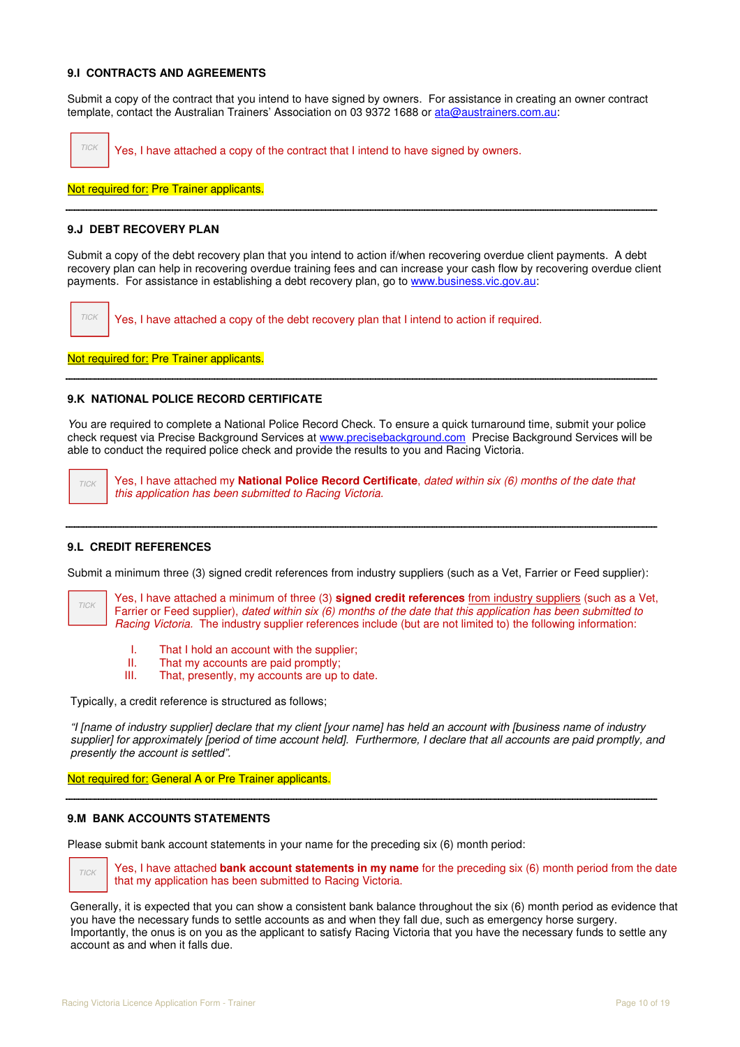### 9.I CONTRACTS AND AGREEMENTS

Submit a copy of the contract that you intend to have signed by owners. For assistance in creating an owner contract template, contact the Australian Trainers' Association on 03 9372 1688 or ata@austrainers.com.au:

- [ ] TICK — Yes, I have attached a copy of the contract that I intend to have signed by owners.

Not required for: Pre Trainer applicants.

---

### 9.J DEBT RECOVERY PLAN

Submit a copy of the debt recovery plan that you intend to action if/when recovering overdue client payments. A debt recovery plan can help in recovering overdue training fees and can increase your cash flow by recovering overdue client payments. For assistance in establishing a debt recovery plan, go to www.business.vic.gov.au:

- [ ] TICK — Yes, I have attached a copy of the debt recovery plan that I intend to action if required.

Not required for: Pre Trainer applicants.

---

### 9.K NATIONAL POLICE RECORD CERTIFICATE

You are required to complete a National Police Record Check. To ensure a quick turnaround time, submit your police check request via Precise Background Services at www.precisebackground.com Precise Background Services will be able to conduct the required police check and provide the results to you and Racing Victoria.

- [ ] TICK — Yes, I have attached my **National Police Record Certificate**, *dated within six (6) months of the date that this application has been submitted to Racing Victoria.*

---

### 9.L CREDIT REFERENCES

Submit a minimum three (3) signed credit references from industry suppliers (such as a Vet, Farrier or Feed supplier):

- [ ] TICK — Yes, I have attached a minimum of three (3) **signed credit references** from industry suppliers (such as a Vet, Farrier or Feed supplier), *dated within six (6) months of the date that this application has been submitted to Racing Victoria.* The industry supplier references include (but are not limited to) the following information:

  I. That I hold an account with the supplier;
  II. That my accounts are paid promptly;
  III. That, presently, my accounts are up to date.

Typically, a credit reference is structured as follows;

*"I [name of industry supplier] declare that my client [your name] has held an account with [business name of industry supplier] for approximately [period of time account held]. Furthermore, I declare that all accounts are paid promptly, and presently the account is settled".*

Not required for: General A or Pre Trainer applicants.

---

### 9.M BANK ACCOUNTS STATEMENTS

Please submit bank account statements in your name for the preceding six (6) month period:

- [ ] TICK — Yes, I have attached **bank account statements in my name** for the preceding six (6) month period from the date that my application has been submitted to Racing Victoria.

Generally, it is expected that you can show a consistent bank balance throughout the six (6) month period as evidence that you have the necessary funds to settle accounts as and when they fall due, such as emergency horse surgery. Importantly, the onus is on you as the applicant to satisfy Racing Victoria that you have the necessary funds to settle any account as and when it falls due.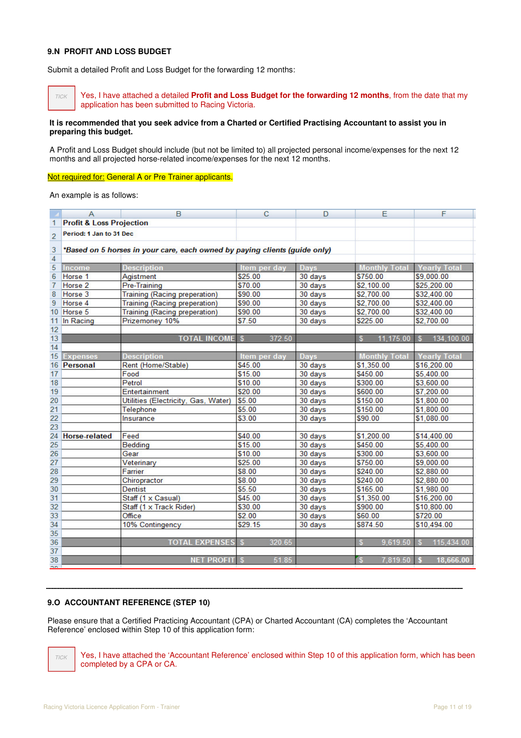### 9.N PROFIT AND LOSS BUDGET

Submit a detailed Profit and Loss Budget for the forwarding 12 months:

TICK — Yes, I have attached a detailed **Profit and Loss Budget for the forwarding 12 months**, from the date that my application has been submitted to Racing Victoria.

**It is recommended that you seek advice from a Charted or Certified Practising Accountant to assist you in preparing this budget.**

A Profit and Loss Budget should include (but not be limited to) all projected personal income/expenses for the next 12 months and all projected horse-related income/expenses for the next 12 months.

Not required for: General A or Pre Trainer applicants.

An example is as follows:

| | A | B | C | D | E | F |
|---|---|---|---|---|---|---|
| 1 | **Profit & Loss Projection** | | | | | |
| 2 | **Period: 1 Jan to 31 Dec** | | | | | |
| 3 | ***Based on 5 horses in your care, each owned by paying clients (guide only)** | | | | | |
| 4 | | | | | | |
| 5 | **Income** | **Description** | **Item per day** | **Days** | **Monthly Total** | **Yearly Total** |
| 6 | Horse 1 | Agistment | $25.00 | 30 days | $750.00 | $9,000.00 |
| 7 | Horse 2 | Pre-Training | $70.00 | 30 days | $2,100.00 | $25,200.00 |
| 8 | Horse 3 | Training (Racing preperation) | $90.00 | 30 days | $2,700.00 | $32,400.00 |
| 9 | Horse 4 | Training (Racing preperation) | $90.00 | 30 days | $2,700.00 | $32,400.00 |
| 10 | Horse 5 | Training (Racing preperation) | $90.00 | 30 days | $2,700.00 | $32,400.00 |
| 11 | In Racing | Prizemoney 10% | $7.50 | 30 days | $225.00 | $2,700.00 |
| 12 | | | | | | |
| 13 | | **TOTAL INCOME** | $ 372.50 | | $ 11,175.00 | $ 134,100.00 |
| 14 | | | | | | |
| 15 | **Expenses** | **Description** | **Item per day** | **Days** | **Monthly Total** | **Yearly Total** |
| 16 | **Personal** | Rent (Home/Stable) | $45.00 | 30 days | $1,350.00 | $16,200.00 |
| 17 | | Food | $15.00 | 30 days | $450.00 | $5,400.00 |
| 18 | | Petrol | $10.00 | 30 days | $300.00 | $3,600.00 |
| 19 | | Entertainment | $20.00 | 30 days | $600.00 | $7,200.00 |
| 20 | | Utilities (Electricity, Gas, Water) | $5.00 | 30 days | $150.00 | $1,800.00 |
| 21 | | Telephone | $5.00 | 30 days | $150.00 | $1,800.00 |
| 22 | | Insurance | $3.00 | 30 days | $90.00 | $1,080.00 |
| 23 | | | | | | |
| 24 | **Horse-related** | Feed | $40.00 | 30 days | $1,200.00 | $14,400.00 |
| 25 | | Bedding | $15.00 | 30 days | $450.00 | $5,400.00 |
| 26 | | Gear | $10.00 | 30 days | $300.00 | $3,600.00 |
| 27 | | Veterinary | $25.00 | 30 days | $750.00 | $9,000.00 |
| 28 | | Farrier | $8.00 | 30 days | $240.00 | $2,880.00 |
| 29 | | Chiropractor | $8.00 | 30 days | $240.00 | $2,880.00 |
| 30 | | Dentist | $5.50 | 30 days | $165.00 | $1,980.00 |
| 31 | | Staff (1 x Casual) | $45.00 | 30 days | $1,350.00 | $16,200.00 |
| 32 | | Staff (1 x Track Rider) | $30.00 | 30 days | $900.00 | $10,800.00 |
| 33 | | Office | $2.00 | 30 days | $60.00 | $720.00 |
| 34 | | 10% Contingency | $29.15 | 30 days | $874.50 | $10,494.00 |
| 35 | | | | | | |
| 36 | | **TOTAL EXPENSES** | $ 320.65 | | $ 9,619.50 | $ 115,434.00 |
| 37 | | | | | | |
| 38 | | **NET PROFIT** | $ 51.85 | | $ 7,819.50 | $ 18,666.00 |

---

### 9.O ACCOUNTANT REFERENCE (STEP 10)

Please ensure that a Certified Practicing Accountant (CPA) or Charted Accountant (CA) completes the 'Accountant Reference' enclosed within Step 10 of this application form:

TICK — Yes, I have attached the 'Accountant Reference' enclosed within Step 10 of this application form, which has been completed by a CPA or CA.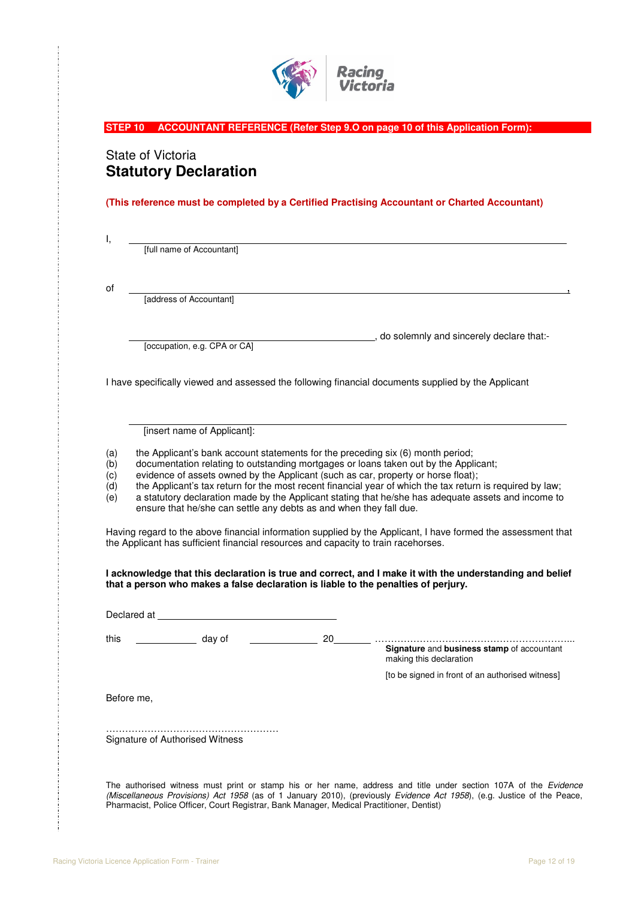**STEP 10 ACCOUNTANT REFERENCE (Refer Step 9.O on page 10 of this Application Form):**

State of Victoria

# Statutory Declaration

**(This reference must be completed by a Certified Practising Accountant or Charted Accountant)**

I, \_\_\_\_\_\_\_\_\_\_\_\_\_\_\_\_\_\_\_\_\_\_\_\_\_\_\_\_\_\_\_\_\_\_\_\_\_\_\_\_\_\_\_\_\_\_\_\_\_\_\_\_\_\_\_\_\_\_\_\_

[full name of Accountant]

of \_\_\_\_\_\_\_\_\_\_\_\_\_\_\_\_\_\_\_\_\_\_\_\_\_\_\_\_\_\_\_\_\_\_\_\_\_\_\_\_\_\_\_\_\_\_\_\_\_\_\_\_\_\_\_\_\_\_\_\_,

[address of Accountant]

\_\_\_\_\_\_\_\_\_\_\_\_\_\_\_\_\_\_\_\_\_\_\_\_\_\_\_\_\_\_\_\_\_\_\_\_, do solemnly and sincerely declare that:-

[occupation, e.g. CPA or CA]

I have specifically viewed and assessed the following financial documents supplied by the Applicant

\_\_\_\_\_\_\_\_\_\_\_\_\_\_\_\_\_\_\_\_\_\_\_\_\_\_\_\_\_\_\_\_\_\_\_\_\_\_\_\_\_\_\_\_\_\_\_\_\_\_\_\_\_\_\_\_\_\_\_\_

[insert name of Applicant]:

(a) the Applicant's bank account statements for the preceding six (6) month period;
(b) documentation relating to outstanding mortgages or loans taken out by the Applicant;
(c) evidence of assets owned by the Applicant (such as car, property or horse float);
(d) the Applicant's tax return for the most recent financial year of which the tax return is required by law;
(e) a statutory declaration made by the Applicant stating that he/she has adequate assets and income to ensure that he/she can settle any debts as and when they fall due.

Having regard to the above financial information supplied by the Applicant, I have formed the assessment that the Applicant has sufficient financial resources and capacity to train racehorses.

**I acknowledge that this declaration is true and correct, and I make it with the understanding and belief that a person who makes a false declaration is liable to the penalties of perjury.**

Declared at \_\_\_\_\_\_\_\_\_\_\_\_\_\_\_\_\_\_\_\_\_\_\_\_\_\_\_\_\_\_

this \_\_\_\_\_\_\_\_\_\_ day of \_\_\_\_\_\_\_\_\_\_\_ 20\_\_\_\_\_\_ ……………………………………………………...

**Signature** and **business stamp** of accountant making this declaration

[to be signed in front of an authorised witness]

Before me,

………………………………………………

Signature of Authorised Witness

The authorised witness must print or stamp his or her name, address and title under section 107A of the *Evidence (Miscellaneous Provisions) Act 1958* (as of 1 January 2010), (previously *Evidence Act 1958*), (e.g. Justice of the Peace, Pharmacist, Police Officer, Court Registrar, Bank Manager, Medical Practitioner, Dentist)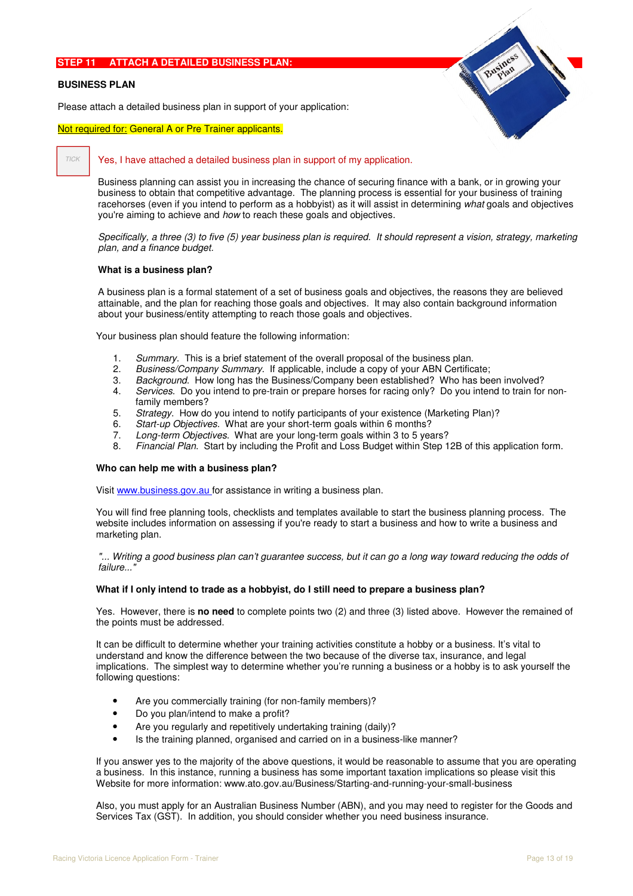## STEP 11 ATTACH A DETAILED BUSINESS PLAN:

### BUSINESS PLAN

Please attach a detailed business plan in support of your application:

Not required for: General A or Pre Trainer applicants.

TICK Yes, I have attached a detailed business plan in support of my application.

Business planning can assist you in increasing the chance of securing finance with a bank, or in growing your business to obtain that competitive advantage. The planning process is essential for your business of training racehorses (even if you intend to perform as a hobbyist) as it will assist in determining *what* goals and objectives you're aiming to achieve and *how* to reach these goals and objectives.

*Specifically, a three (3) to five (5) year business plan is required. It should represent a vision, strategy, marketing plan, and a finance budget.*

**What is a business plan?**

A business plan is a formal statement of a set of business goals and objectives, the reasons they are believed attainable, and the plan for reaching those goals and objectives. It may also contain background information about your business/entity attempting to reach those goals and objectives.

Your business plan should feature the following information:

1. *Summary*. This is a brief statement of the overall proposal of the business plan.
2. *Business/Company Summary*. If applicable, include a copy of your ABN Certificate;
3. *Background*. How long has the Business/Company been established? Who has been involved?
4. *Services*. Do you intend to pre-train or prepare horses for racing only? Do you intend to train for non-family members?
5. *Strategy*. How do you intend to notify participants of your existence (Marketing Plan)?
6. *Start-up Objectives*. What are your short-term goals within 6 months?
7. *Long-term Objectives*. What are your long-term goals within 3 to 5 years?
8. *Financial Plan*. Start by including the Profit and Loss Budget within Step 12B of this application form.

**Who can help me with a business plan?**

Visit www.business.gov.au for assistance in writing a business plan.

You will find free planning tools, checklists and templates available to start the business planning process. The website includes information on assessing if you're ready to start a business and how to write a business and marketing plan.

*"... Writing a good business plan can't guarantee success, but it can go a long way toward reducing the odds of failure..."*

**What if I only intend to trade as a hobbyist, do I still need to prepare a business plan?**

Yes. However, there is **no need** to complete points two (2) and three (3) listed above. However the remained of the points must be addressed.

It can be difficult to determine whether your training activities constitute a hobby or a business. It's vital to understand and know the difference between the two because of the diverse tax, insurance, and legal implications. The simplest way to determine whether you're running a business or a hobby is to ask yourself the following questions:

- Are you commercially training (for non-family members)?
- Do you plan/intend to make a profit?
- Are you regularly and repetitively undertaking training (daily)?
- Is the training planned, organised and carried on in a business-like manner?

If you answer yes to the majority of the above questions, it would be reasonable to assume that you are operating a business. In this instance, running a business has some important taxation implications so please visit this Website for more information: www.ato.gov.au/Business/Starting-and-running-your-small-business

Also, you must apply for an Australian Business Number (ABN), and you may need to register for the Goods and Services Tax (GST). In addition, you should consider whether you need business insurance.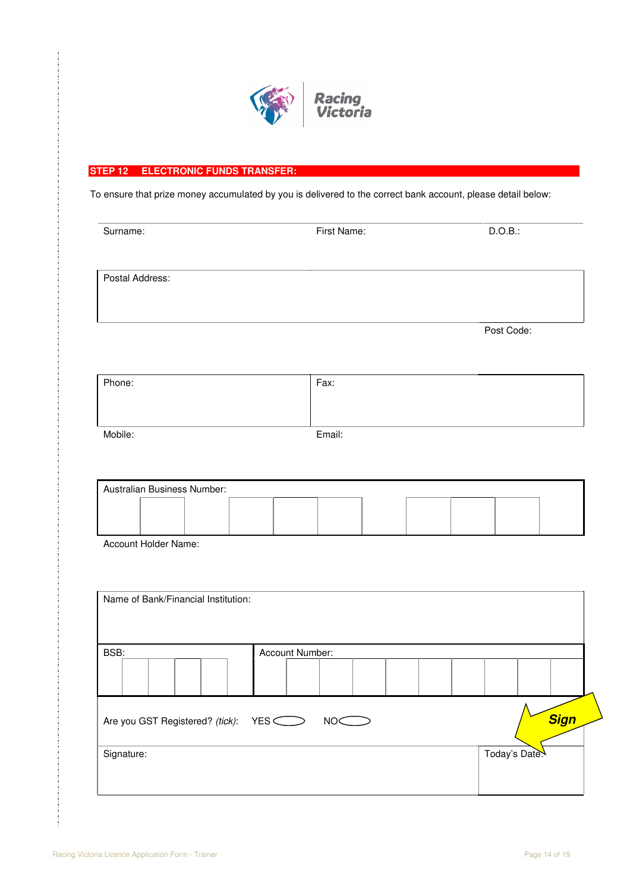Racing Victoria

## STEP 12 ELECTRONIC FUNDS TRANSFER:

To ensure that prize money accumulated by you is delivered to the correct bank account, please detail below:

| Surname: | First Name: | D.O.B.: |
|---|---|---|

| Postal Address: |
|---|
| Post Code: |

| Phone: | Fax: |
|---|---|
| Mobile: | Email: |

| Australian Business Number: |
|---|
| Account Holder Name: |

| Name of Bank/Financial Institution: | |
|---|---|
| BSB: | Account Number: |

Are you GST Registered? *(tick)*: YES ◯ NO ◯

Sign

| Signature: | Today's Date: |
|---|---|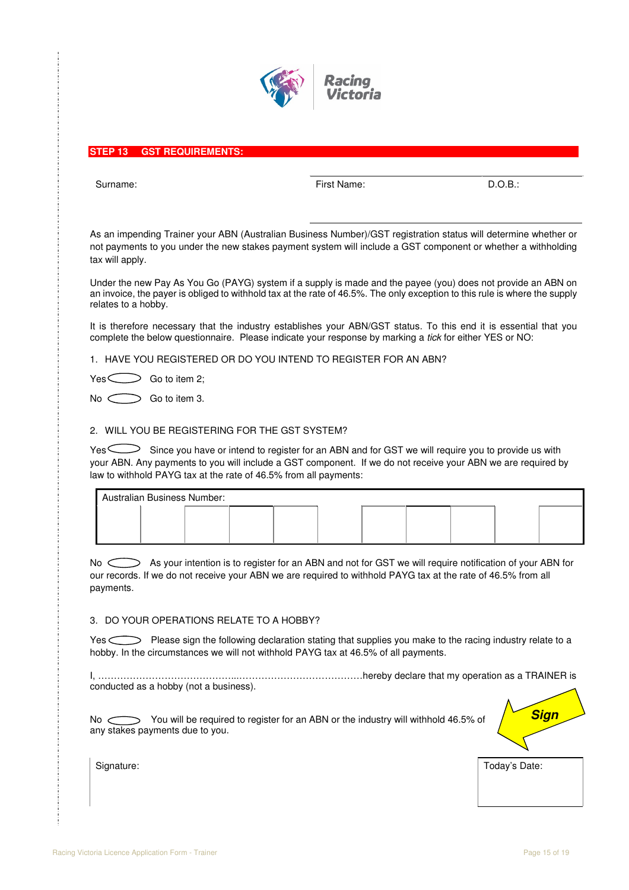Racing Victoria

## STEP 13 GST REQUIREMENTS:

| Surname: | First Name: | D.O.B.: |
|---|---|---|
| | | |

As an impending Trainer your ABN (Australian Business Number)/GST registration status will determine whether or not payments to you under the new stakes payment system will include a GST component or whether a withholding tax will apply.

Under the new Pay As You Go (PAYG) system if a supply is made and the payee (you) does not provide an ABN on an invoice, the payer is obliged to withhold tax at the rate of 46.5%. The only exception to this rule is where the supply relates to a hobby.

It is therefore necessary that the industry establishes your ABN/GST status. To this end it is essential that you complete the below questionnaire. Please indicate your response by marking a *tick* for either YES or NO:

1. HAVE YOU REGISTERED OR DO YOU INTEND TO REGISTER FOR AN ABN?

Yes ⬭ Go to item 2;

No ⬭ Go to item 3.

2. WILL YOU BE REGISTERING FOR THE GST SYSTEM?

Yes ⬭ Since you have or intend to register for an ABN and for GST we will require you to provide us with your ABN. Any payments to you will include a GST component. If we do not receive your ABN we are required by law to withhold PAYG tax at the rate of 46.5% from all payments:

| Australian Business Number: | | | | | | | | | | |
|---|---|---|---|---|---|---|---|---|---|---|
| | | | | | | | | | | |

No ⬭ As your intention is to register for an ABN and not for GST we will require notification of your ABN for our records. If we do not receive your ABN we are required to withhold PAYG tax at the rate of 46.5% from all payments.

3. DO YOUR OPERATIONS RELATE TO A HOBBY?

Yes ⬭ Please sign the following declaration stating that supplies you make to the racing industry relate to a hobby. In the circumstances we will not withhold PAYG tax at 46.5% of all payments.

I, …………………………………...…………………………………hereby declare that my operation as a TRAINER is conducted as a hobby (not a business).

No ⬭ You will be required to register for an ABN or the industry will withhold 46.5% of any stakes payments due to you.

**Sign**

| Signature: | Today's Date: |
|---|---|
| | |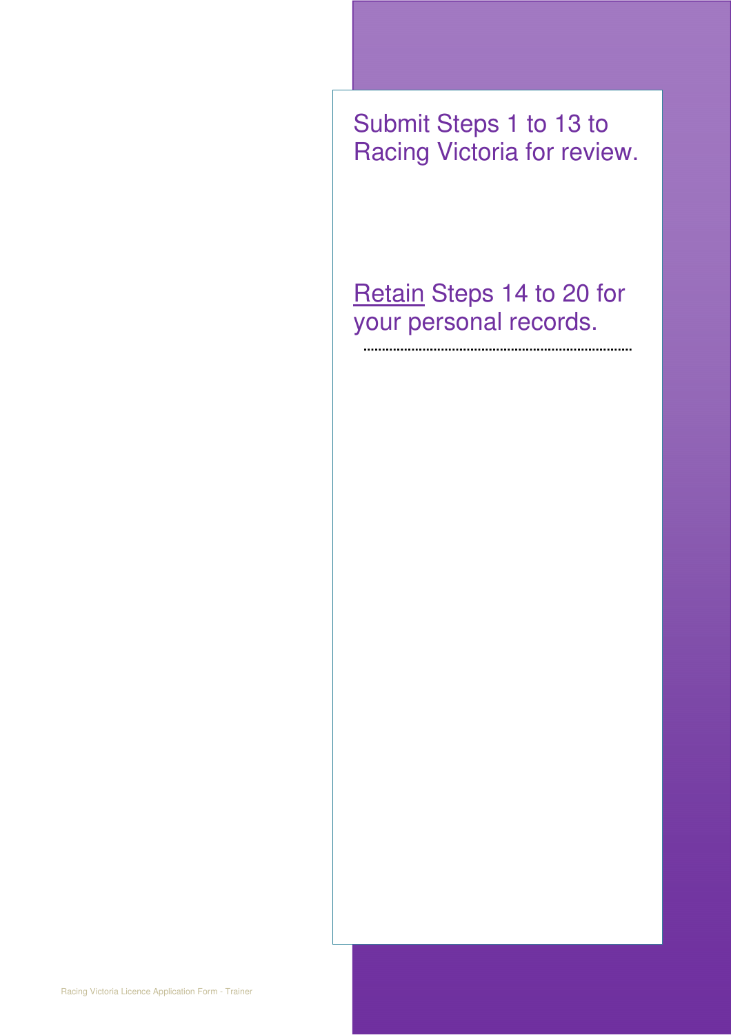Submit Steps 1 to 13 to Racing Victoria for review.

Retain Steps 14 to 20 for your personal records.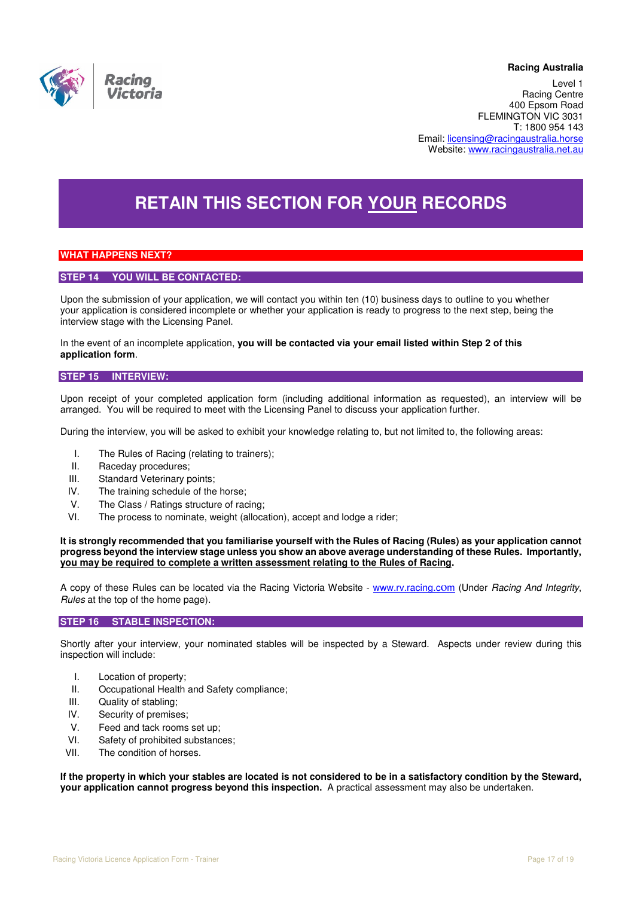**Racing Australia**

Level 1
Racing Centre
400 Epsom Road
FLEMINGTON VIC 3031
T: 1800 954 143
Email: licensing@racingaustralia.horse
Website: www.racingaustralia.net.au

# RETAIN THIS SECTION FOR YOUR RECORDS

## WHAT HAPPENS NEXT?

### STEP 14 YOU WILL BE CONTACTED:

Upon the submission of your application, we will contact you within ten (10) business days to outline to you whether your application is considered incomplete or whether your application is ready to progress to the next step, being the interview stage with the Licensing Panel.

In the event of an incomplete application, **you will be contacted via your email listed within Step 2 of this application form**.

### STEP 15 INTERVIEW:

Upon receipt of your completed application form (including additional information as requested), an interview will be arranged. You will be required to meet with the Licensing Panel to discuss your application further.

During the interview, you will be asked to exhibit your knowledge relating to, but not limited to, the following areas:

I. The Rules of Racing (relating to trainers);
II. Raceday procedures;
III. Standard Veterinary points;
IV. The training schedule of the horse;
V. The Class / Ratings structure of racing;
VI. The process to nominate, weight (allocation), accept and lodge a rider;

**It is strongly recommended that you familiarise yourself with the Rules of Racing (Rules) as your application cannot progress beyond the interview stage unless you show an above average understanding of these Rules. Importantly, you may be required to complete a written assessment relating to the Rules of Racing.**

A copy of these Rules can be located via the Racing Victoria Website - www.rv.racing.com (Under *Racing And Integrity*, *Rules* at the top of the home page).

### STEP 16 STABLE INSPECTION:

Shortly after your interview, your nominated stables will be inspected by a Steward. Aspects under review during this inspection will include:

I. Location of property;
II. Occupational Health and Safety compliance;
III. Quality of stabling;
IV. Security of premises;
V. Feed and tack rooms set up;
VI. Safety of prohibited substances;
VII. The condition of horses.

**If the property in which your stables are located is not considered to be in a satisfactory condition by the Steward, your application cannot progress beyond this inspection.** A practical assessment may also be undertaken.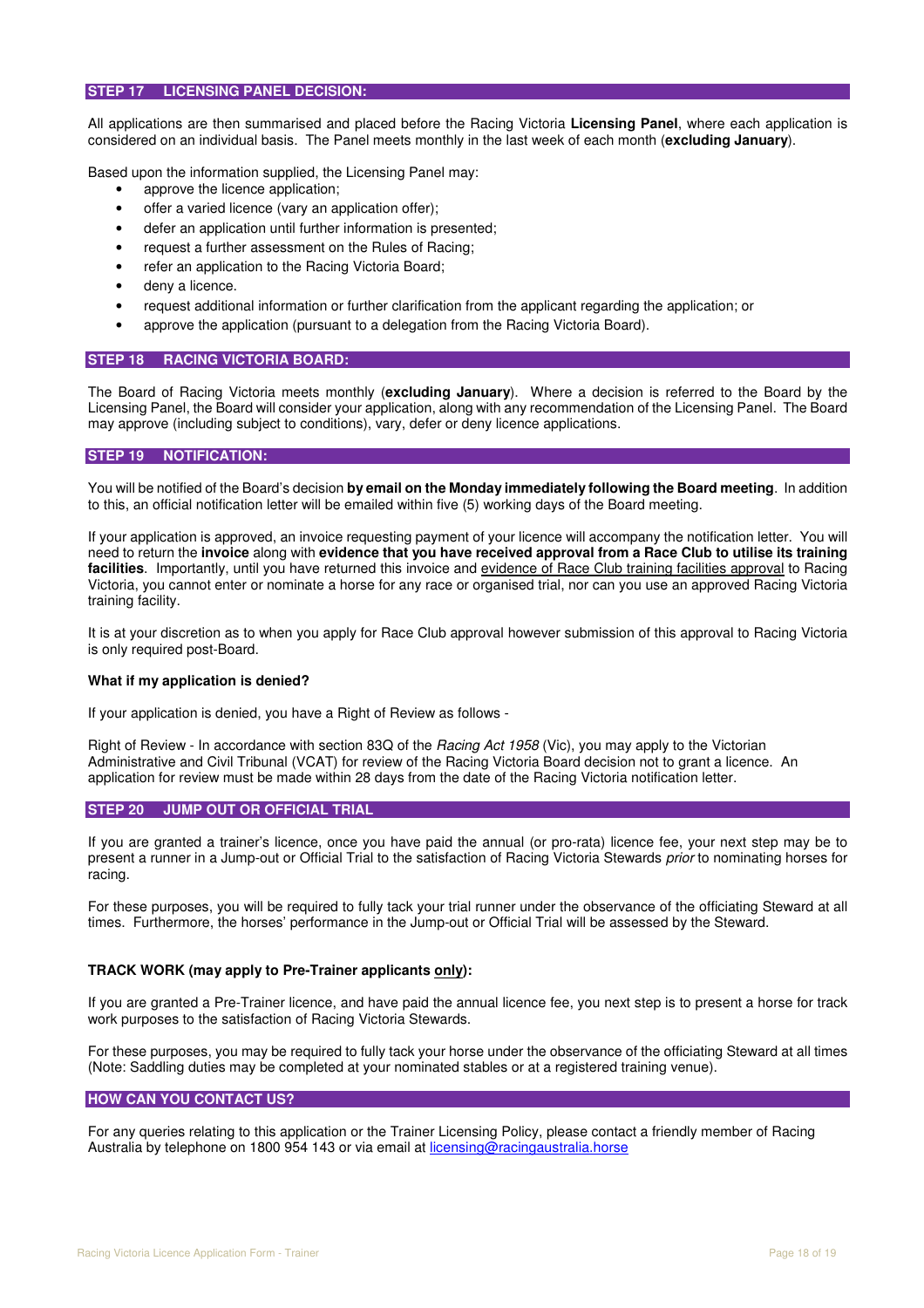## STEP 17 LICENSING PANEL DECISION:

All applications are then summarised and placed before the Racing Victoria **Licensing Panel**, where each application is considered on an individual basis. The Panel meets monthly in the last week of each month (**excluding January**).

Based upon the information supplied, the Licensing Panel may:

- approve the licence application;
- offer a varied licence (vary an application offer);
- defer an application until further information is presented;
- request a further assessment on the Rules of Racing;
- refer an application to the Racing Victoria Board;
- deny a licence.
- request additional information or further clarification from the applicant regarding the application; or
- approve the application (pursuant to a delegation from the Racing Victoria Board).

## STEP 18 RACING VICTORIA BOARD:

The Board of Racing Victoria meets monthly (**excluding January**). Where a decision is referred to the Board by the Licensing Panel, the Board will consider your application, along with any recommendation of the Licensing Panel. The Board may approve (including subject to conditions), vary, defer or deny licence applications.

## STEP 19 NOTIFICATION:

You will be notified of the Board's decision **by email on the Monday immediately following the Board meeting**. In addition to this, an official notification letter will be emailed within five (5) working days of the Board meeting.

If your application is approved, an invoice requesting payment of your licence will accompany the notification letter. You will need to return the **invoice** along with **evidence that you have received approval from a Race Club to utilise its training facilities**. Importantly, until you have returned this invoice and evidence of Race Club training facilities approval to Racing Victoria, you cannot enter or nominate a horse for any race or organised trial, nor can you use an approved Racing Victoria training facility.

It is at your discretion as to when you apply for Race Club approval however submission of this approval to Racing Victoria is only required post-Board.

**What if my application is denied?**

If your application is denied, you have a Right of Review as follows -

Right of Review - In accordance with section 83Q of the *Racing Act 1958* (Vic), you may apply to the Victorian Administrative and Civil Tribunal (VCAT) for review of the Racing Victoria Board decision not to grant a licence. An application for review must be made within 28 days from the date of the Racing Victoria notification letter.

## STEP 20 JUMP OUT OR OFFICIAL TRIAL

If you are granted a trainer's licence, once you have paid the annual (or pro-rata) licence fee, your next step may be to present a runner in a Jump-out or Official Trial to the satisfaction of Racing Victoria Stewards *prior* to nominating horses for racing.

For these purposes, you will be required to fully tack your trial runner under the observance of the officiating Steward at all times. Furthermore, the horses' performance in the Jump-out or Official Trial will be assessed by the Steward.

**TRACK WORK (may apply to Pre-Trainer applicants only):**

If you are granted a Pre-Trainer licence, and have paid the annual licence fee, you next step is to present a horse for track work purposes to the satisfaction of Racing Victoria Stewards.

For these purposes, you may be required to fully tack your horse under the observance of the officiating Steward at all times (Note: Saddling duties may be completed at your nominated stables or at a registered training venue).

## HOW CAN YOU CONTACT US?

For any queries relating to this application or the Trainer Licensing Policy, please contact a friendly member of Racing Australia by telephone on 1800 954 143 or via email at licensing@racingaustralia.horse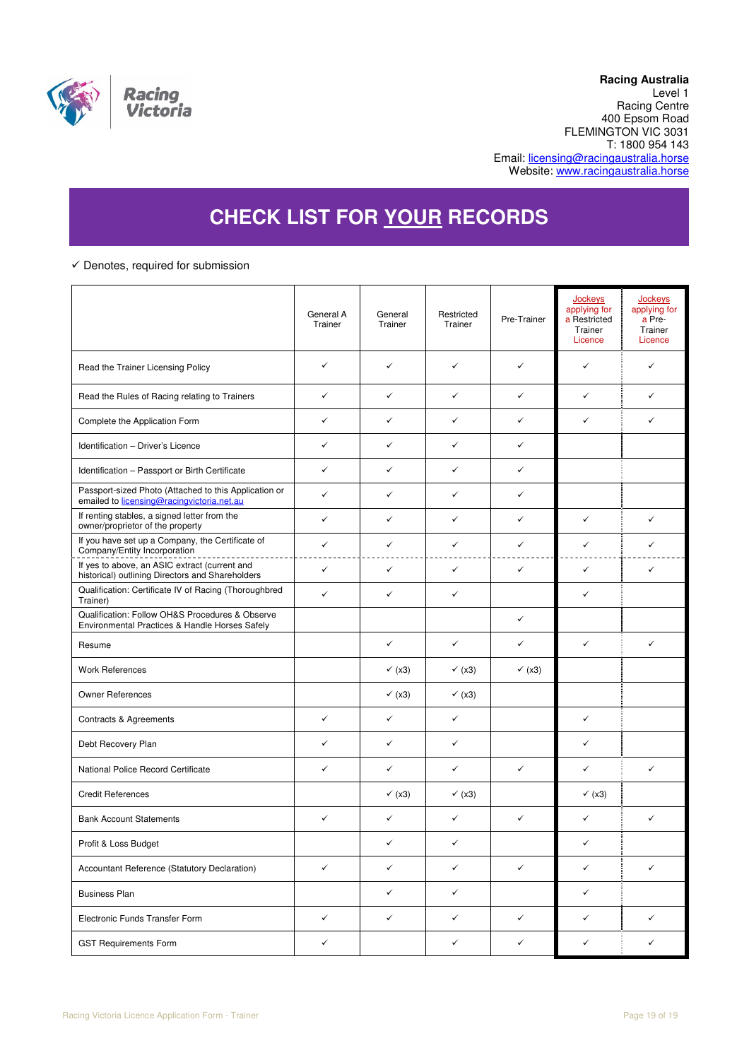Racing Victoria

**Racing Australia**
Level 1
Racing Centre
400 Epsom Road
FLEMINGTON VIC 3031
T: 1800 954 143
Email: licensing@racingaustralia.horse
Website: www.racingaustralia.horse

# CHECK LIST FOR YOUR RECORDS

✓ Denotes, required for submission

| | General A Trainer | General Trainer | Restricted Trainer | Pre-Trainer | Jockeys applying for a Restricted Trainer Licence | Jockeys applying for a Pre-Trainer Licence |
|---|---|---|---|---|---|---|
| Read the Trainer Licensing Policy | ✓ | ✓ | ✓ | ✓ | ✓ | ✓ |
| Read the Rules of Racing relating to Trainers | ✓ | ✓ | ✓ | ✓ | ✓ | ✓ |
| Complete the Application Form | ✓ | ✓ | ✓ | ✓ | ✓ | ✓ |
| Identification – Driver's Licence | ✓ | ✓ | ✓ | ✓ | | |
| Identification – Passport or Birth Certificate | ✓ | ✓ | ✓ | ✓ | | |
| Passport-sized Photo (Attached to this Application or emailed to licensing@racingvictoria.net.au | ✓ | ✓ | ✓ | ✓ | | |
| If renting stables, a signed letter from the owner/proprietor of the property | ✓ | ✓ | ✓ | ✓ | ✓ | ✓ |
| If you have set up a Company, the Certificate of Company/Entity Incorporation | ✓ | ✓ | ✓ | ✓ | ✓ | ✓ |
| If yes to above, an ASIC extract (current and historical) outlining Directors and Shareholders | ✓ | ✓ | ✓ | ✓ | ✓ | ✓ |
| Qualification: Certificate IV of Racing (Thoroughbred Trainer) | ✓ | ✓ | ✓ | | ✓ | |
| Qualification: Follow OH&S Procedures & Observe Environmental Practices & Handle Horses Safely | | | | ✓ | | |
| Resume | | ✓ | ✓ | ✓ | ✓ | ✓ |
| Work References | | ✓ (x3) | ✓ (x3) | ✓ (x3) | | |
| Owner References | | ✓ (x3) | ✓ (x3) | | | |
| Contracts & Agreements | ✓ | ✓ | ✓ | | ✓ | |
| Debt Recovery Plan | ✓ | ✓ | ✓ | | ✓ | |
| National Police Record Certificate | ✓ | ✓ | ✓ | ✓ | ✓ | ✓ |
| Credit References | | ✓ (x3) | ✓ (x3) | | ✓ (x3) | |
| Bank Account Statements | ✓ | ✓ | ✓ | ✓ | ✓ | ✓ |
| Profit & Loss Budget | | ✓ | ✓ | | ✓ | |
| Accountant Reference (Statutory Declaration) | ✓ | ✓ | ✓ | ✓ | ✓ | ✓ |
| Business Plan | | ✓ | ✓ | | ✓ | |
| Electronic Funds Transfer Form | ✓ | ✓ | ✓ | ✓ | ✓ | ✓ |
| GST Requirements Form | ✓ | | ✓ | ✓ | ✓ | ✓ |